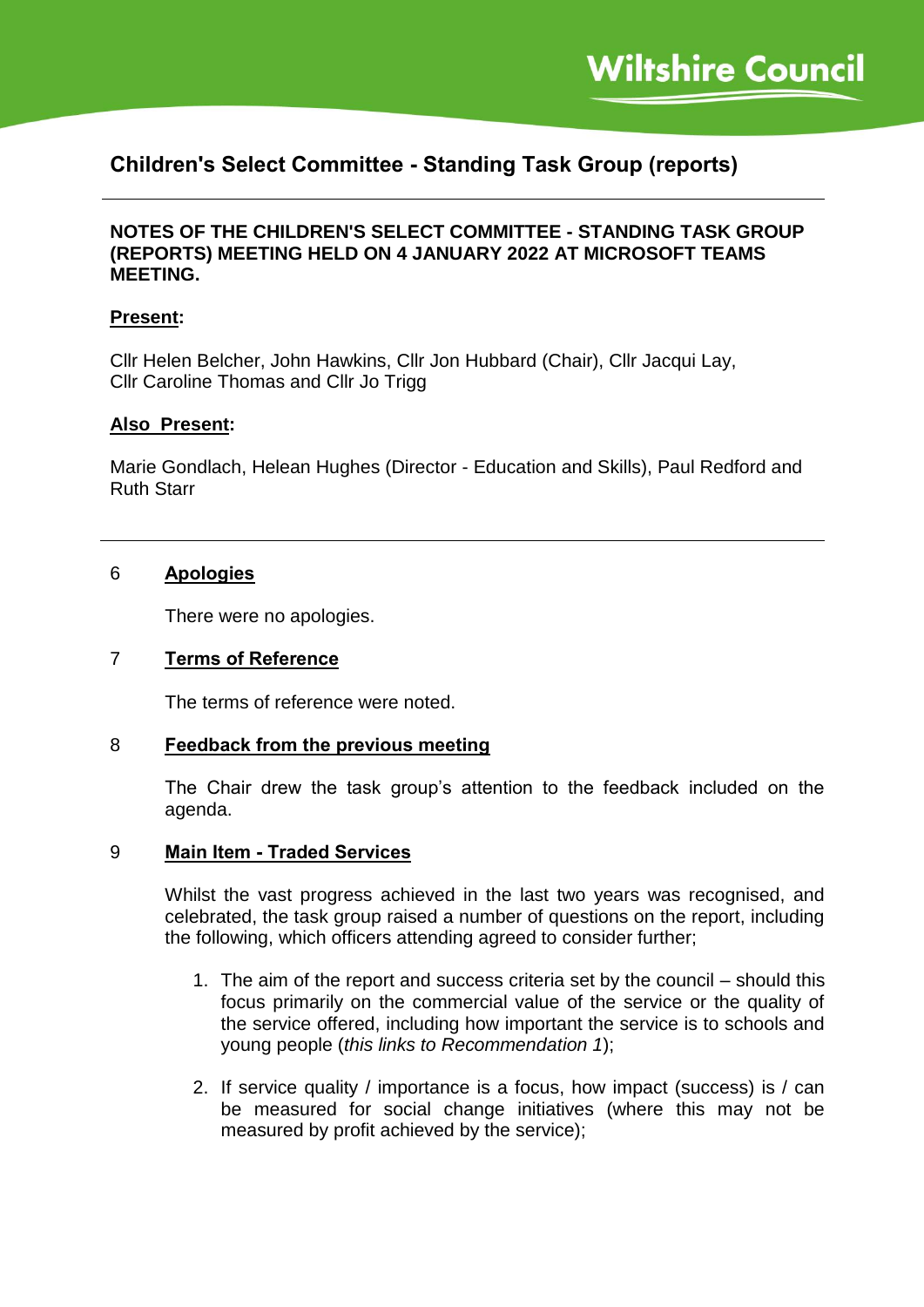Wiltshire Council

# Children's Select Committee - Standing Task Group (reports)

**NOTES OF THE CHILDREN'S SELECT COMMITTEE - STANDING TASK GROUP (REPORTS) MEETING HELD ON 4 JANUARY 2022 AT MICROSOFT TEAMS MEETING.**

**Present:**

Cllr Helen Belcher, John Hawkins, Cllr Jon Hubbard (Chair), Cllr Jacqui Lay, Cllr Caroline Thomas and Cllr Jo Trigg

**Also Present:**

Marie Gondlach, Helean Hughes (Director - Education and Skills), Paul Redford and Ruth Starr

---

## 6 Apologies

There were no apologies.

## 7 Terms of Reference

The terms of reference were noted.

## 8 Feedback from the previous meeting

The Chair drew the task group's attention to the feedback included on the agenda.

## 9 Main Item - Traded Services

Whilst the vast progress achieved in the last two years was recognised, and celebrated, the task group raised a number of questions on the report, including the following, which officers attending agreed to consider further;

1. The aim of the report and success criteria set by the council – should this focus primarily on the commercial value of the service or the quality of the service offered, including how important the service is to schools and young people (*this links to Recommendation 1*);

2. If service quality / importance is a focus, how impact (success) is / can be measured for social change initiatives (where this may not be measured by profit achieved by the service);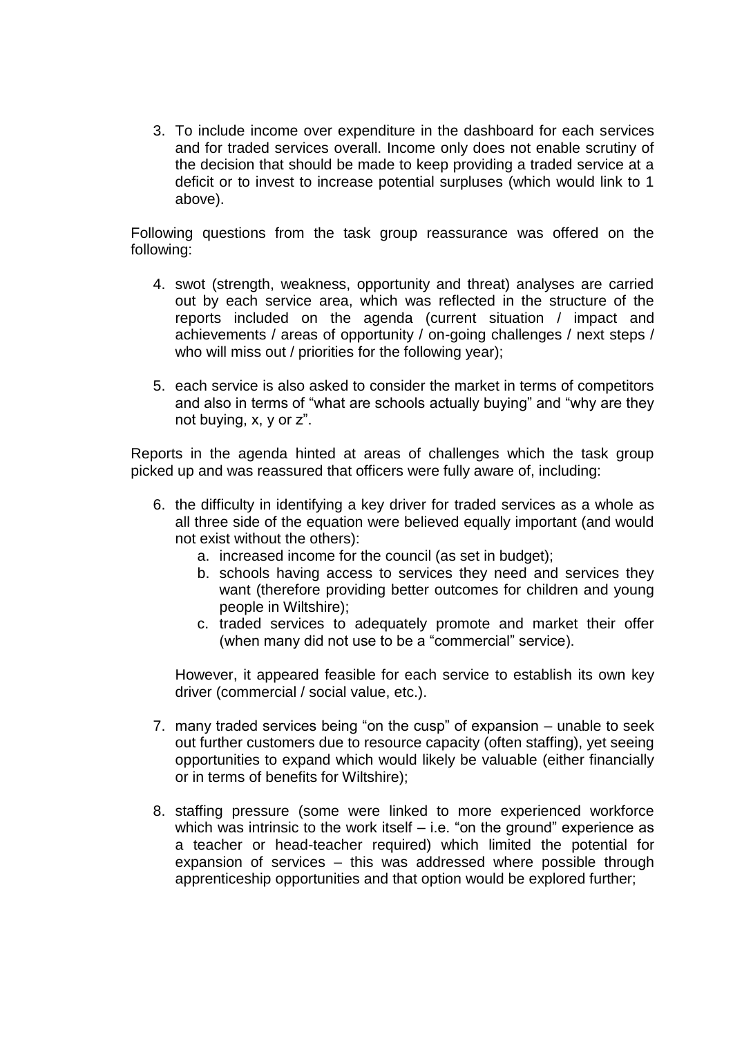3. To include income over expenditure in the dashboard for each services and for traded services overall. Income only does not enable scrutiny of the decision that should be made to keep providing a traded service at a deficit or to invest to increase potential surpluses (which would link to 1 above).

Following questions from the task group reassurance was offered on the following:

4. swot (strength, weakness, opportunity and threat) analyses are carried out by each service area, which was reflected in the structure of the reports included on the agenda (current situation / impact and achievements / areas of opportunity / on-going challenges / next steps / who will miss out / priorities for the following year);

5. each service is also asked to consider the market in terms of competitors and also in terms of "what are schools actually buying" and "why are they not buying, x, y or z".

Reports in the agenda hinted at areas of challenges which the task group picked up and was reassured that officers were fully aware of, including:

6. the difficulty in identifying a key driver for traded services as a whole as all three side of the equation were believed equally important (and would not exist without the others):
    a. increased income for the council (as set in budget);
    b. schools having access to services they need and services they want (therefore providing better outcomes for children and young people in Wiltshire);
    c. traded services to adequately promote and market their offer (when many did not use to be a "commercial" service).

    However, it appeared feasible for each service to establish its own key driver (commercial / social value, etc.).

7. many traded services being "on the cusp" of expansion – unable to seek out further customers due to resource capacity (often staffing), yet seeing opportunities to expand which would likely be valuable (either financially or in terms of benefits for Wiltshire);

8. staffing pressure (some were linked to more experienced workforce which was intrinsic to the work itself – i.e. "on the ground" experience as a teacher or head-teacher required) which limited the potential for expansion of services – this was addressed where possible through apprenticeship opportunities and that option would be explored further;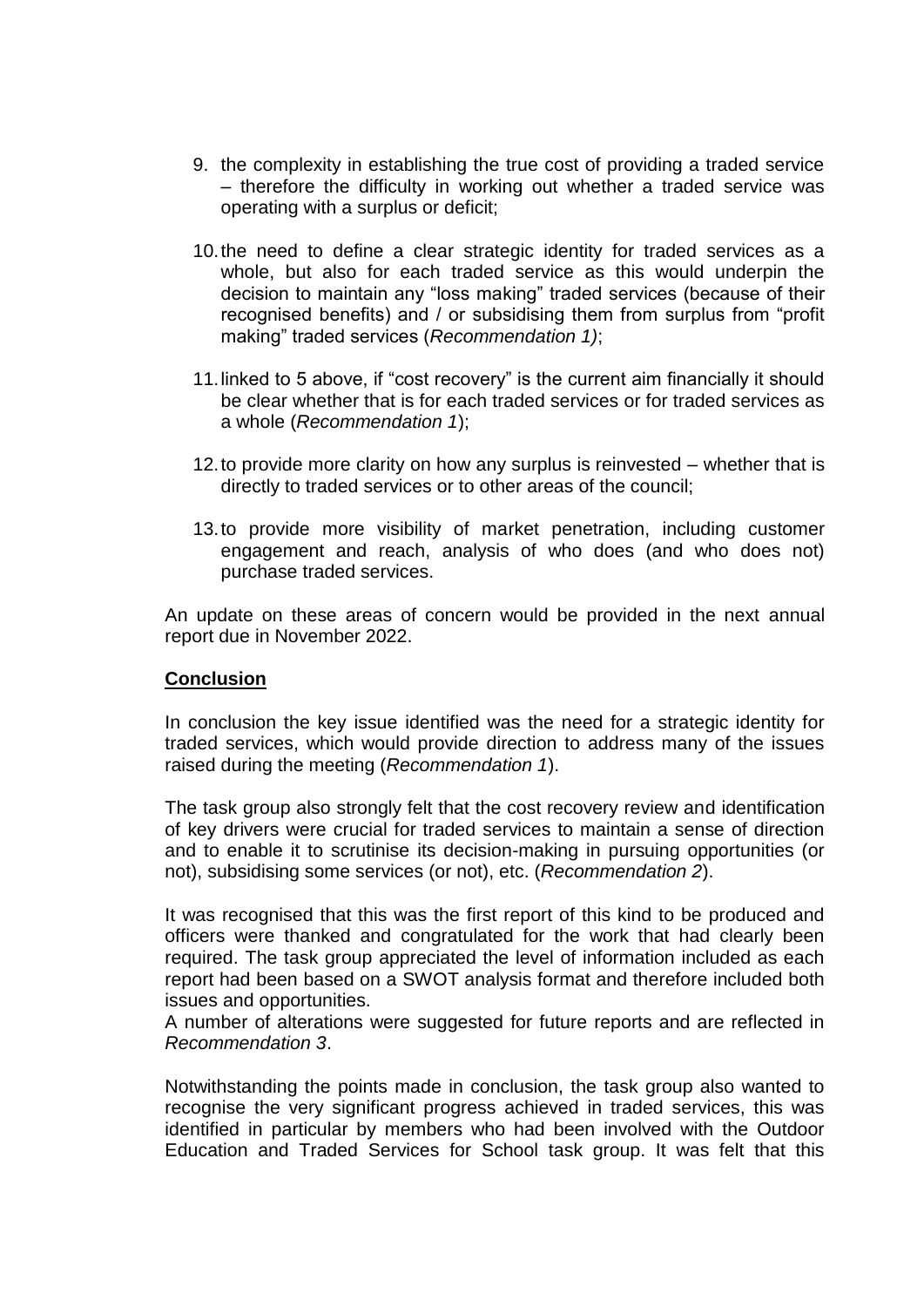9. the complexity in establishing the true cost of providing a traded service – therefore the difficulty in working out whether a traded service was operating with a surplus or deficit;

10. the need to define a clear strategic identity for traded services as a whole, but also for each traded service as this would underpin the decision to maintain any "loss making" traded services (because of their recognised benefits) and / or subsidising them from surplus from "profit making" traded services (*Recommendation 1)*;

11. linked to 5 above, if "cost recovery" is the current aim financially it should be clear whether that is for each traded services or for traded services as a whole (*Recommendation 1*);

12. to provide more clarity on how any surplus is reinvested – whether that is directly to traded services or to other areas of the council;

13. to provide more visibility of market penetration, including customer engagement and reach, analysis of who does (and who does not) purchase traded services.

An update on these areas of concern would be provided in the next annual report due in November 2022.

## Conclusion

In conclusion the key issue identified was the need for a strategic identity for traded services, which would provide direction to address many of the issues raised during the meeting (*Recommendation 1*).

The task group also strongly felt that the cost recovery review and identification of key drivers were crucial for traded services to maintain a sense of direction and to enable it to scrutinise its decision-making in pursuing opportunities (or not), subsidising some services (or not), etc. (*Recommendation 2*).

It was recognised that this was the first report of this kind to be produced and officers were thanked and congratulated for the work that had clearly been required. The task group appreciated the level of information included as each report had been based on a SWOT analysis format and therefore included both issues and opportunities.
A number of alterations were suggested for future reports and are reflected in *Recommendation 3*.

Notwithstanding the points made in conclusion, the task group also wanted to recognise the very significant progress achieved in traded services, this was identified in particular by members who had been involved with the Outdoor Education and Traded Services for School task group. It was felt that this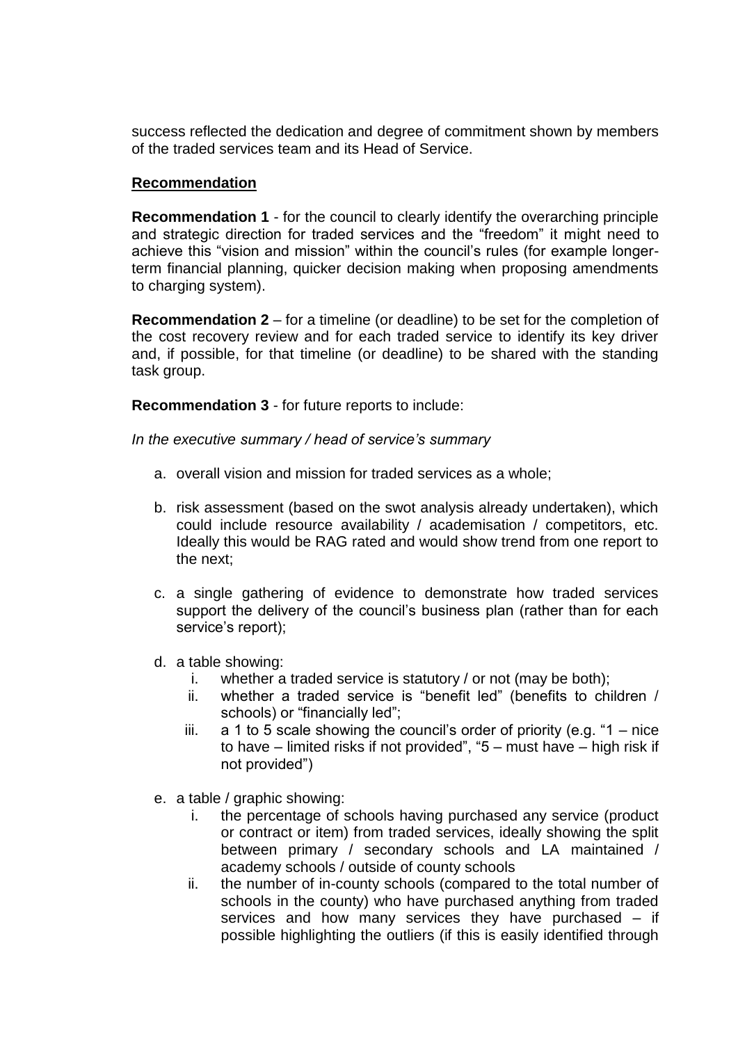success reflected the dedication and degree of commitment shown by members of the traded services team and its Head of Service.

## Recommendation

**Recommendation 1** - for the council to clearly identify the overarching principle and strategic direction for traded services and the "freedom" it might need to achieve this "vision and mission" within the council's rules (for example longer-term financial planning, quicker decision making when proposing amendments to charging system).

**Recommendation 2** – for a timeline (or deadline) to be set for the completion of the cost recovery review and for each traded service to identify its key driver and, if possible, for that timeline (or deadline) to be shared with the standing task group.

**Recommendation 3** - for future reports to include:

*In the executive summary / head of service's summary*

a. overall vision and mission for traded services as a whole;

b. risk assessment (based on the swot analysis already undertaken), which could include resource availability / academisation / competitors, etc. Ideally this would be RAG rated and would show trend from one report to the next;

c. a single gathering of evidence to demonstrate how traded services support the delivery of the council's business plan (rather than for each service's report);

d. a table showing:
    i. whether a traded service is statutory / or not (may be both);
    ii. whether a traded service is "benefit led" (benefits to children / schools) or "financially led";
    iii. a 1 to 5 scale showing the council's order of priority (e.g. "1 – nice to have – limited risks if not provided", "5 – must have – high risk if not provided")

e. a table / graphic showing:
    i. the percentage of schools having purchased any service (product or contract or item) from traded services, ideally showing the split between primary / secondary schools and LA maintained / academy schools / outside of county schools
    ii. the number of in-county schools (compared to the total number of schools in the county) who have purchased anything from traded services and how many services they have purchased – if possible highlighting the outliers (if this is easily identified through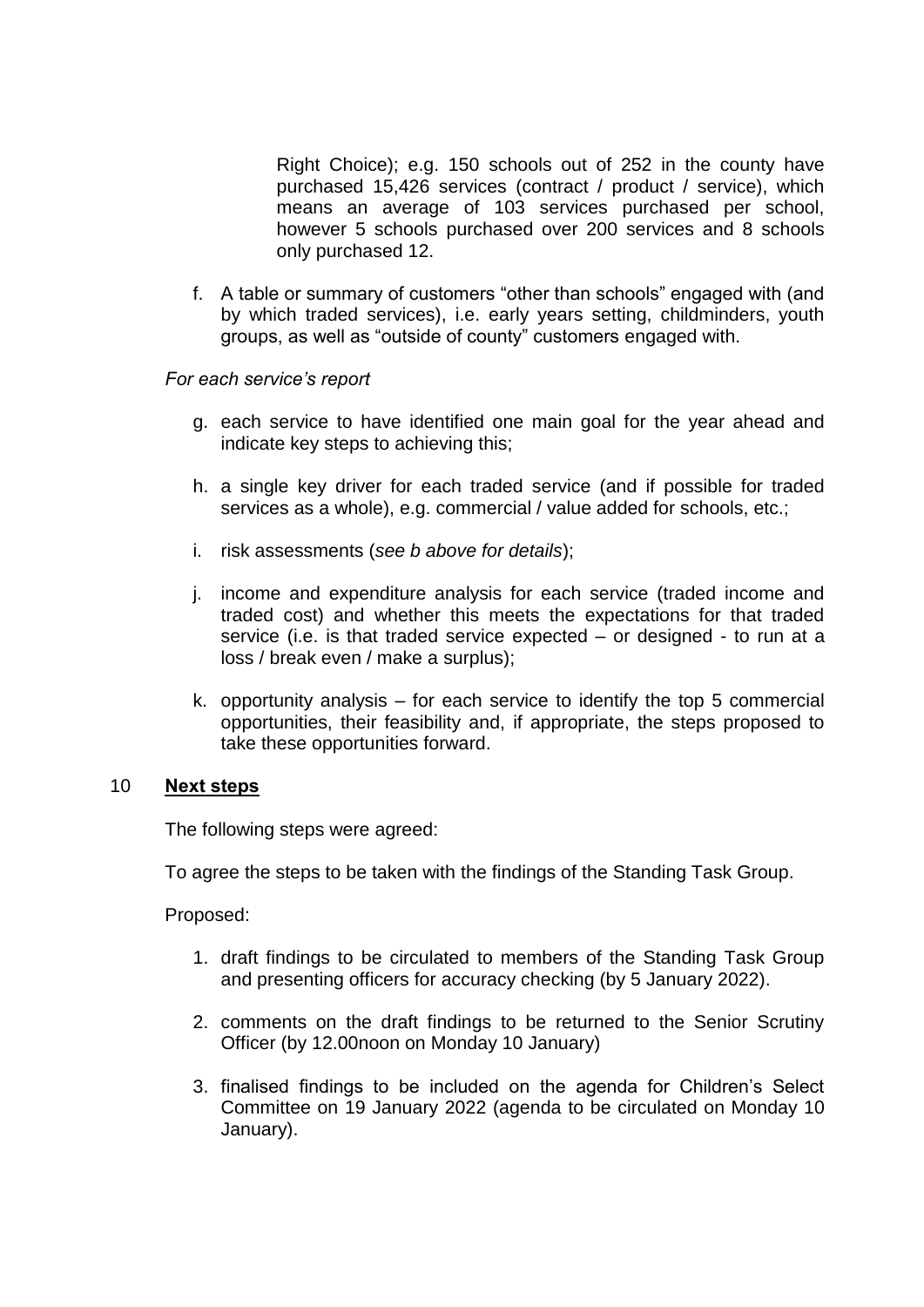Right Choice); e.g. 150 schools out of 252 in the county have purchased 15,426 services (contract / product / service), which means an average of 103 services purchased per school, however 5 schools purchased over 200 services and 8 schools only purchased 12.

f. A table or summary of customers "other than schools" engaged with (and by which traded services), i.e. early years setting, childminders, youth groups, as well as "outside of county" customers engaged with.

*For each service's report*

g. each service to have identified one main goal for the year ahead and indicate key steps to achieving this;

h. a single key driver for each traded service (and if possible for traded services as a whole), e.g. commercial / value added for schools, etc.;

i. risk assessments (*see b above for details*);

j. income and expenditure analysis for each service (traded income and traded cost) and whether this meets the expectations for that traded service (i.e. is that traded service expected – or designed - to run at a loss / break even / make a surplus);

k. opportunity analysis – for each service to identify the top 5 commercial opportunities, their feasibility and, if appropriate, the steps proposed to take these opportunities forward.

## 10 **Next steps**

The following steps were agreed:

To agree the steps to be taken with the findings of the Standing Task Group.

Proposed:

1. draft findings to be circulated to members of the Standing Task Group and presenting officers for accuracy checking (by 5 January 2022).
2. comments on the draft findings to be returned to the Senior Scrutiny Officer (by 12.00noon on Monday 10 January)
3. finalised findings to be included on the agenda for Children's Select Committee on 19 January 2022 (agenda to be circulated on Monday 10 January).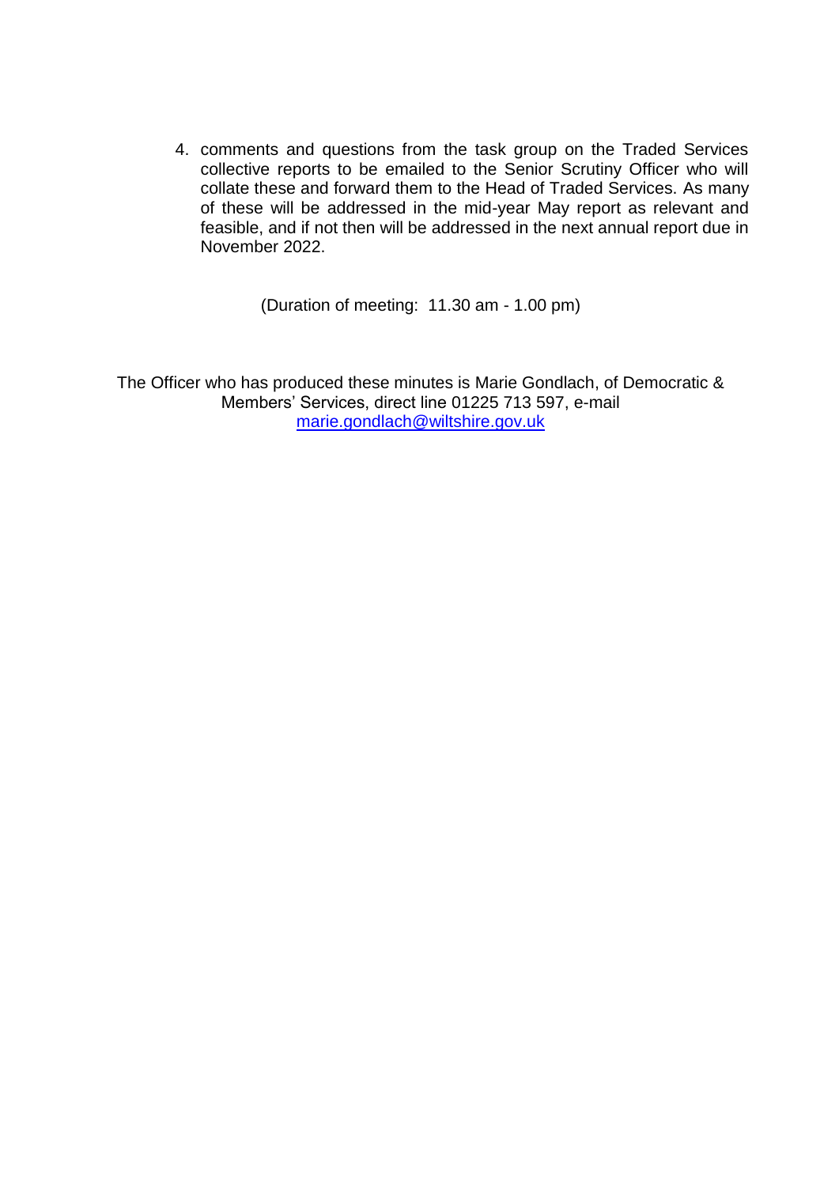4. comments and questions from the task group on the Traded Services collective reports to be emailed to the Senior Scrutiny Officer who will collate these and forward them to the Head of Traded Services. As many of these will be addressed in the mid-year May report as relevant and feasible, and if not then will be addressed in the next annual report due in November 2022.

(Duration of meeting: 11.30 am - 1.00 pm)

The Officer who has produced these minutes is Marie Gondlach, of Democratic & Members' Services, direct line 01225 713 597, e-mail marie.gondlach@wiltshire.gov.uk